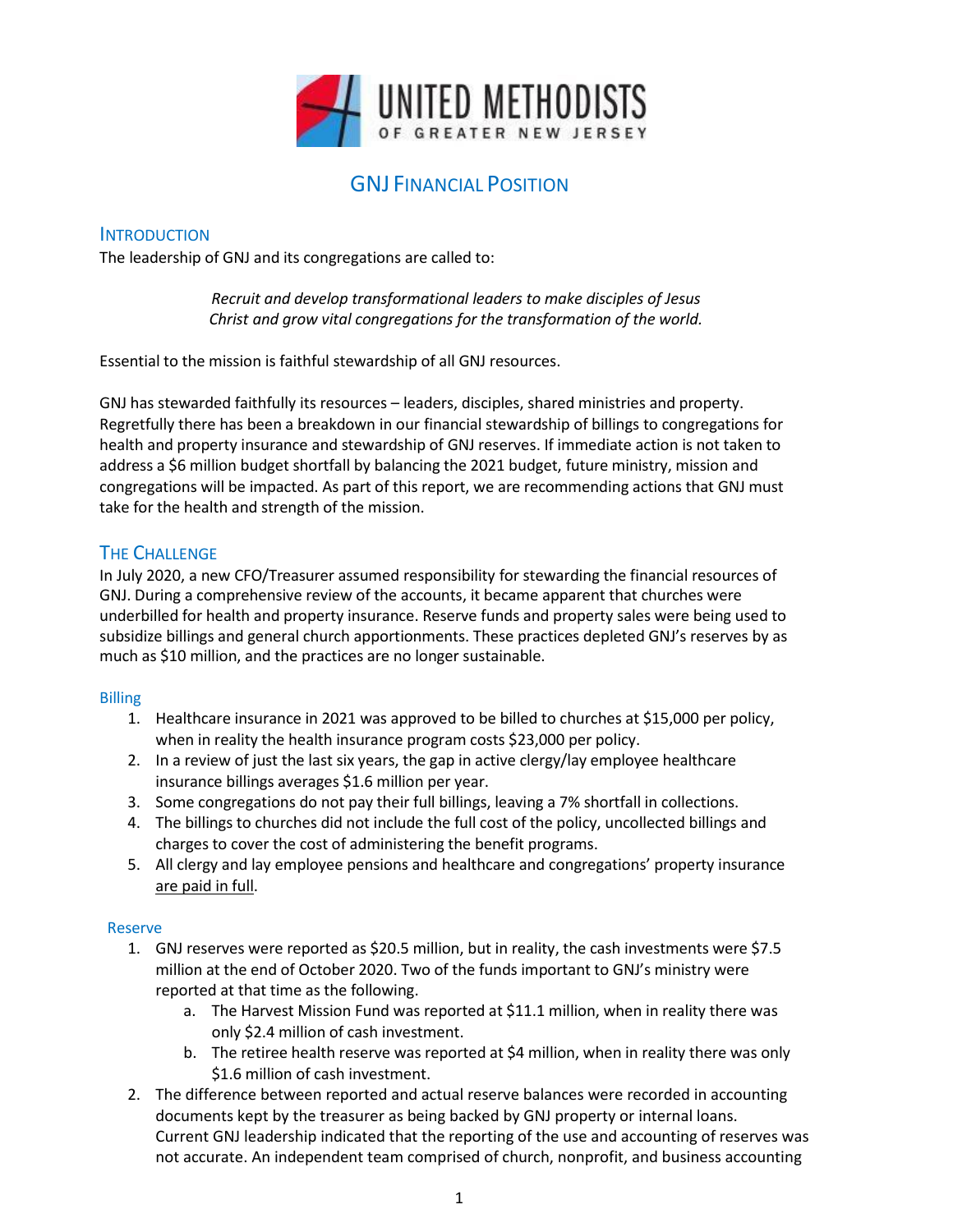UNITED METHODISTS OF GREATER NEW JERSEY

# GNJ Financial Position

## Introduction

The leadership of GNJ and its congregations are called to:

> *Recruit and develop transformational leaders to make disciples of Jesus Christ and grow vital congregations for the transformation of the world.*

Essential to the mission is faithful stewardship of all GNJ resources.

GNJ has stewarded faithfully its resources – leaders, disciples, shared ministries and property. Regretfully there has been a breakdown in our financial stewardship of billings to congregations for health and property insurance and stewardship of GNJ reserves. If immediate action is not taken to address a $6 million budget shortfall by balancing the 2021 budget, future ministry, mission and congregations will be impacted. As part of this report, we are recommending actions that GNJ must take for the health and strength of the mission.

## The Challenge

In July 2020, a new CFO/Treasurer assumed responsibility for stewarding the financial resources of GNJ. During a comprehensive review of the accounts, it became apparent that churches were underbilled for health and property insurance. Reserve funds and property sales were being used to subsidize billings and general church apportionments. These practices depleted GNJ's reserves by as much as $10 million, and the practices are no longer sustainable.

### Billing

1. Healthcare insurance in 2021 was approved to be billed to churches at $15,000 per policy, when in reality the health insurance program costs $23,000 per policy.
2. In a review of just the last six years, the gap in active clergy/lay employee healthcare insurance billings averages $1.6 million per year.
3. Some congregations do not pay their full billings, leaving a 7% shortfall in collections.
4. The billings to churches did not include the full cost of the policy, uncollected billings and charges to cover the cost of administering the benefit programs.
5. All clergy and lay employee pensions and healthcare and congregations' property insurance <u>are paid in full</u>.

### Reserve

1. GNJ reserves were reported as $20.5 million, but in reality, the cash investments were $7.5 million at the end of October 2020. Two of the funds important to GNJ's ministry were reported at that time as the following.
   a. The Harvest Mission Fund was reported at $11.1 million, when in reality there was only $2.4 million of cash investment.
   b. The retiree health reserve was reported at $4 million, when in reality there was only $1.6 million of cash investment.
2. The difference between reported and actual reserve balances were recorded in accounting documents kept by the treasurer as being backed by GNJ property or internal loans. Current GNJ leadership indicated that the reporting of the use and accounting of reserves was not accurate. An independent team comprised of church, nonprofit, and business accounting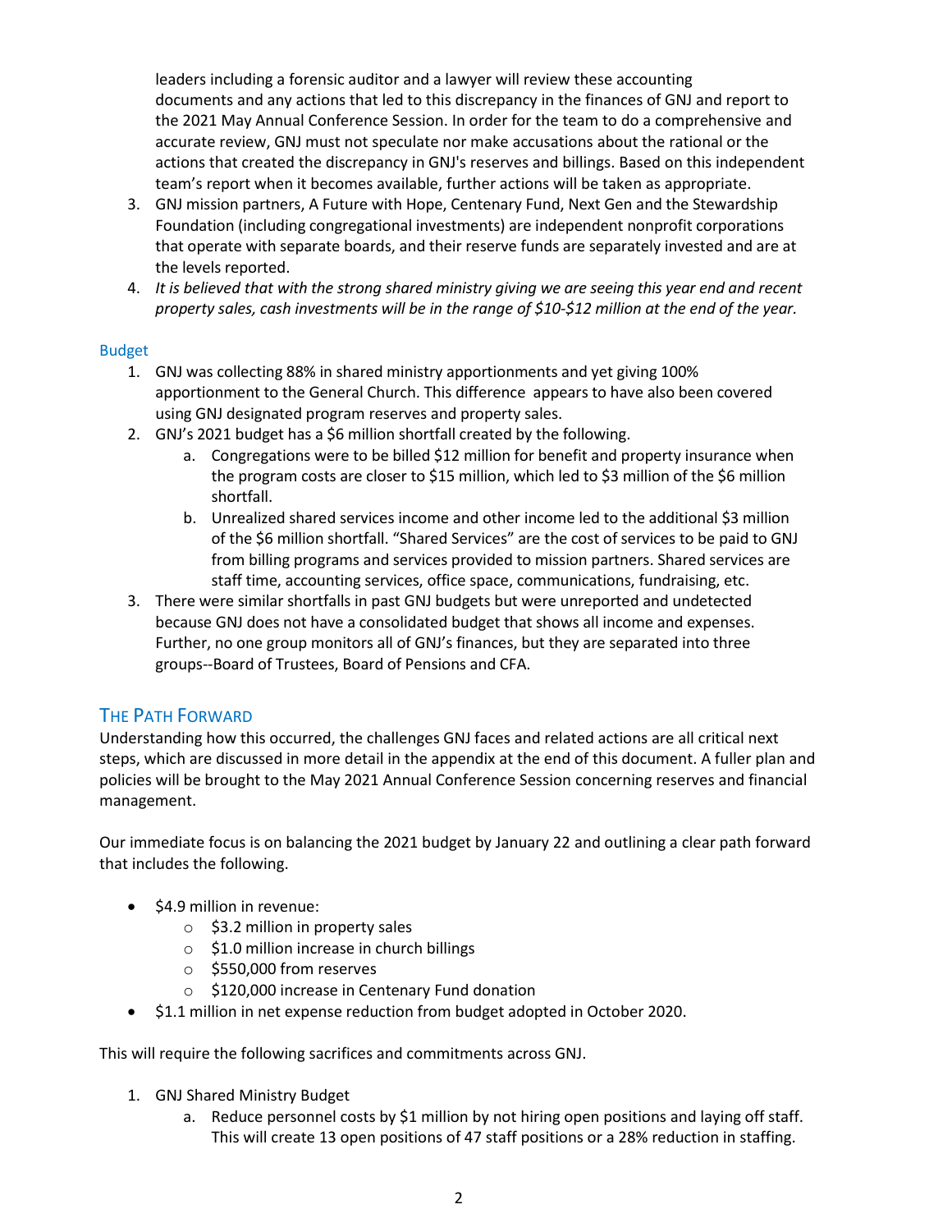leaders including a forensic auditor and a lawyer will review these accounting documents and any actions that led to this discrepancy in the finances of GNJ and report to the 2021 May Annual Conference Session. In order for the team to do a comprehensive and accurate review, GNJ must not speculate nor make accusations about the rational or the actions that created the discrepancy in GNJ's reserves and billings. Based on this independent team's report when it becomes available, further actions will be taken as appropriate.

3. GNJ mission partners, A Future with Hope, Centenary Fund, Next Gen and the Stewardship Foundation (including congregational investments) are independent nonprofit corporations that operate with separate boards, and their reserve funds are separately invested and are at the levels reported.
4. *It is believed that with the strong shared ministry giving we are seeing this year end and recent property sales, cash investments will be in the range of $10-$12 million at the end of the year.*

### Budget

1. GNJ was collecting 88% in shared ministry apportionments and yet giving 100% apportionment to the General Church. This difference appears to have also been covered using GNJ designated program reserves and property sales.
2. GNJ's 2021 budget has a $6 million shortfall created by the following.
   a. Congregations were to be billed $12 million for benefit and property insurance when the program costs are closer to $15 million, which led to $3 million of the $6 million shortfall.
   b. Unrealized shared services income and other income led to the additional $3 million of the $6 million shortfall. "Shared Services" are the cost of services to be paid to GNJ from billing programs and services provided to mission partners. Shared services are staff time, accounting services, office space, communications, fundraising, etc.
3. There were similar shortfalls in past GNJ budgets but were unreported and undetected because GNJ does not have a consolidated budget that shows all income and expenses. Further, no one group monitors all of GNJ's finances, but they are separated into three groups--Board of Trustees, Board of Pensions and CFA.

## The Path Forward

Understanding how this occurred, the challenges GNJ faces and related actions are all critical next steps, which are discussed in more detail in the appendix at the end of this document. A fuller plan and policies will be brought to the May 2021 Annual Conference Session concerning reserves and financial management.

Our immediate focus is on balancing the 2021 budget by January 22 and outlining a clear path forward that includes the following.

- $4.9 million in revenue:
  - $3.2 million in property sales
  - $1.0 million increase in church billings
  - $550,000 from reserves
  - $120,000 increase in Centenary Fund donation
- $1.1 million in net expense reduction from budget adopted in October 2020.

This will require the following sacrifices and commitments across GNJ.

1. GNJ Shared Ministry Budget
   a. Reduce personnel costs by $1 million by not hiring open positions and laying off staff. This will create 13 open positions of 47 staff positions or a 28% reduction in staffing.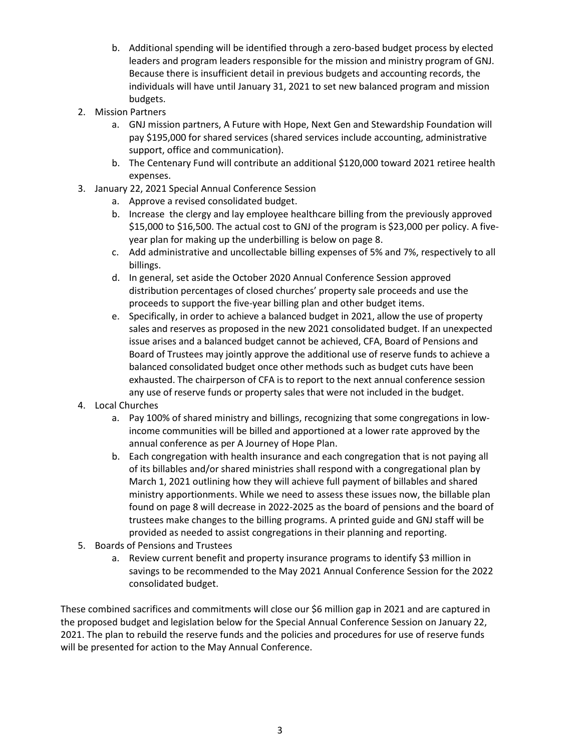b. Additional spending will be identified through a zero-based budget process by elected leaders and program leaders responsible for the mission and ministry program of GNJ. Because there is insufficient detail in previous budgets and accounting records, the individuals will have until January 31, 2021 to set new balanced program and mission budgets.

2. Mission Partners
    a. GNJ mission partners, A Future with Hope, Next Gen and Stewardship Foundation will pay $195,000 for shared services (shared services include accounting, administrative support, office and communication).
    b. The Centenary Fund will contribute an additional $120,000 toward 2021 retiree health expenses.
3. January 22, 2021 Special Annual Conference Session
    a. Approve a revised consolidated budget.
    b. Increase the clergy and lay employee healthcare billing from the previously approved $15,000 to $16,500. The actual cost to GNJ of the program is $23,000 per policy. A five-year plan for making up the underbilling is below on page 8.
    c. Add administrative and uncollectable billing expenses of 5% and 7%, respectively to all billings.
    d. In general, set aside the October 2020 Annual Conference Session approved distribution percentages of closed churches' property sale proceeds and use the proceeds to support the five-year billing plan and other budget items.
    e. Specifically, in order to achieve a balanced budget in 2021, allow the use of property sales and reserves as proposed in the new 2021 consolidated budget. If an unexpected issue arises and a balanced budget cannot be achieved, CFA, Board of Pensions and Board of Trustees may jointly approve the additional use of reserve funds to achieve a balanced consolidated budget once other methods such as budget cuts have been exhausted. The chairperson of CFA is to report to the next annual conference session any use of reserve funds or property sales that were not included in the budget.
4. Local Churches
    a. Pay 100% of shared ministry and billings, recognizing that some congregations in low-income communities will be billed and apportioned at a lower rate approved by the annual conference as per A Journey of Hope Plan.
    b. Each congregation with health insurance and each congregation that is not paying all of its billables and/or shared ministries shall respond with a congregational plan by March 1, 2021 outlining how they will achieve full payment of billables and shared ministry apportionments. While we need to assess these issues now, the billable plan found on page 8 will decrease in 2022-2025 as the board of pensions and the board of trustees make changes to the billing programs. A printed guide and GNJ staff will be provided as needed to assist congregations in their planning and reporting.
5. Boards of Pensions and Trustees
    a. Review current benefit and property insurance programs to identify $3 million in savings to be recommended to the May 2021 Annual Conference Session for the 2022 consolidated budget.

These combined sacrifices and commitments will close our $6 million gap in 2021 and are captured in the proposed budget and legislation below for the Special Annual Conference Session on January 22, 2021. The plan to rebuild the reserve funds and the policies and procedures for use of reserve funds will be presented for action to the May Annual Conference.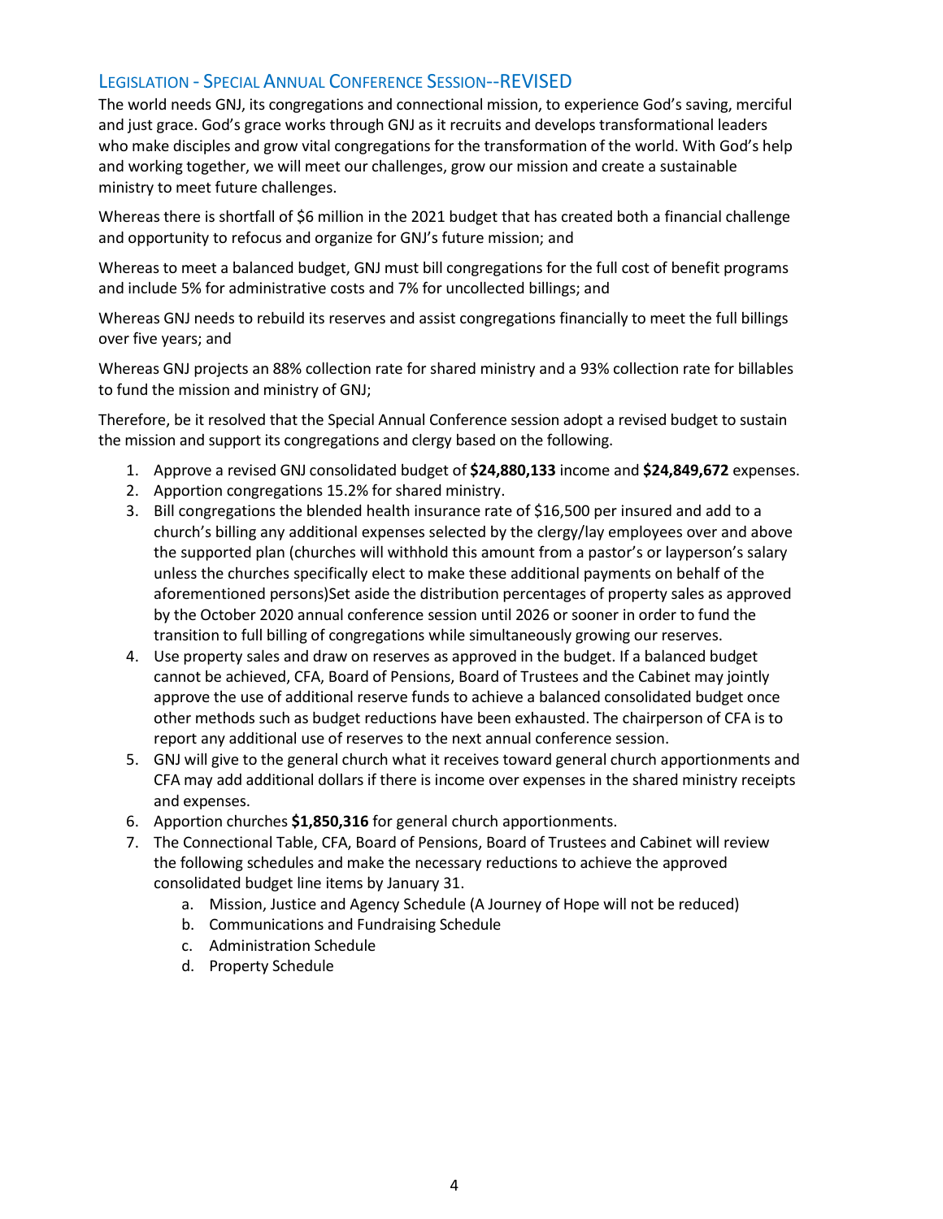## Legislation - Special Annual Conference Session--REVISED

The world needs GNJ, its congregations and connectional mission, to experience God's saving, merciful and just grace. God's grace works through GNJ as it recruits and develops transformational leaders who make disciples and grow vital congregations for the transformation of the world. With God's help and working together, we will meet our challenges, grow our mission and create a sustainable ministry to meet future challenges.

Whereas there is shortfall of $6 million in the 2021 budget that has created both a financial challenge and opportunity to refocus and organize for GNJ's future mission; and

Whereas to meet a balanced budget, GNJ must bill congregations for the full cost of benefit programs and include 5% for administrative costs and 7% for uncollected billings; and

Whereas GNJ needs to rebuild its reserves and assist congregations financially to meet the full billings over five years; and

Whereas GNJ projects an 88% collection rate for shared ministry and a 93% collection rate for billables to fund the mission and ministry of GNJ;

Therefore, be it resolved that the Special Annual Conference session adopt a revised budget to sustain the mission and support its congregations and clergy based on the following.

1. Approve a revised GNJ consolidated budget of **$24,880,133** income and **$24,849,672** expenses.
2. Apportion congregations 15.2% for shared ministry.
3. Bill congregations the blended health insurance rate of $16,500 per insured and add to a church's billing any additional expenses selected by the clergy/lay employees over and above the supported plan (churches will withhold this amount from a pastor's or layperson's salary unless the churches specifically elect to make these additional payments on behalf of the aforementioned persons)Set aside the distribution percentages of property sales as approved by the October 2020 annual conference session until 2026 or sooner in order to fund the transition to full billing of congregations while simultaneously growing our reserves.
4. Use property sales and draw on reserves as approved in the budget. If a balanced budget cannot be achieved, CFA, Board of Pensions, Board of Trustees and the Cabinet may jointly approve the use of additional reserve funds to achieve a balanced consolidated budget once other methods such as budget reductions have been exhausted. The chairperson of CFA is to report any additional use of reserves to the next annual conference session.
5. GNJ will give to the general church what it receives toward general church apportionments and CFA may add additional dollars if there is income over expenses in the shared ministry receipts and expenses.
6. Apportion churches **$1,850,316** for general church apportionments.
7. The Connectional Table, CFA, Board of Pensions, Board of Trustees and Cabinet will review the following schedules and make the necessary reductions to achieve the approved consolidated budget line items by January 31.
    a. Mission, Justice and Agency Schedule (A Journey of Hope will not be reduced)
    b. Communications and Fundraising Schedule
    c. Administration Schedule
    d. Property Schedule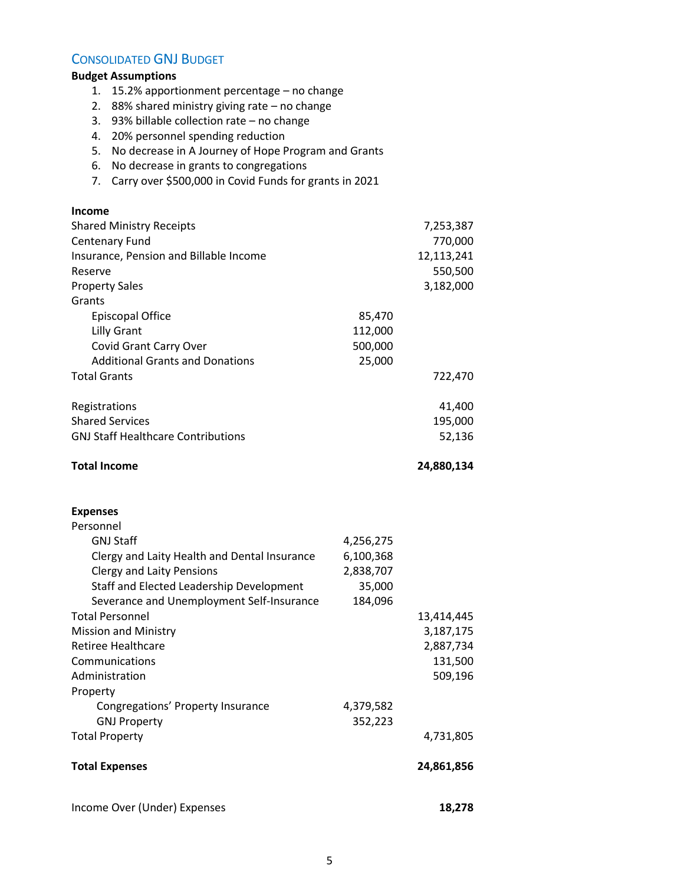## Consolidated GNJ Budget

**Budget Assumptions**

1. 15.2% apportionment percentage – no change
2. 88% shared ministry giving rate – no change
3. 93% billable collection rate – no change
4. 20% personnel spending reduction
5. No decrease in A Journey of Hope Program and Grants
6. No decrease in grants to congregations
7. Carry over $500,000 in Covid Funds for grants in 2021

| | | |
|---|---|---|
| **Income** | | |
| Shared Ministry Receipts | | 7,253,387 |
| Centenary Fund | | 770,000 |
| Insurance, Pension and Billable Income | | 12,113,241 |
| Reserve | | 550,500 |
| Property Sales | | 3,182,000 |
| Grants | | |
| Episcopal Office | 85,470 | |
| Lilly Grant | 112,000 | |
| Covid Grant Carry Over | 500,000 | |
| Additional Grants and Donations | 25,000 | |
| Total Grants | | 722,470 |
| Registrations | | 41,400 |
| Shared Services | | 195,000 |
| GNJ Staff Healthcare Contributions | | 52,136 |
| **Total Income** | | **24,880,134** |
| **Expenses** | | |
| Personnel | | |
| GNJ Staff | 4,256,275 | |
| Clergy and Laity Health and Dental Insurance | 6,100,368 | |
| Clergy and Laity Pensions | 2,838,707 | |
| Staff and Elected Leadership Development | 35,000 | |
| Severance and Unemployment Self-Insurance | 184,096 | |
| Total Personnel | | 13,414,445 |
| Mission and Ministry | | 3,187,175 |
| Retiree Healthcare | | 2,887,734 |
| Communications | | 131,500 |
| Administration | | 509,196 |
| Property | | |
| Congregations' Property Insurance | 4,379,582 | |
| GNJ Property | 352,223 | |
| Total Property | | 4,731,805 |
| **Total Expenses** | | **24,861,856** |
| Income Over (Under) Expenses | | **18,278** |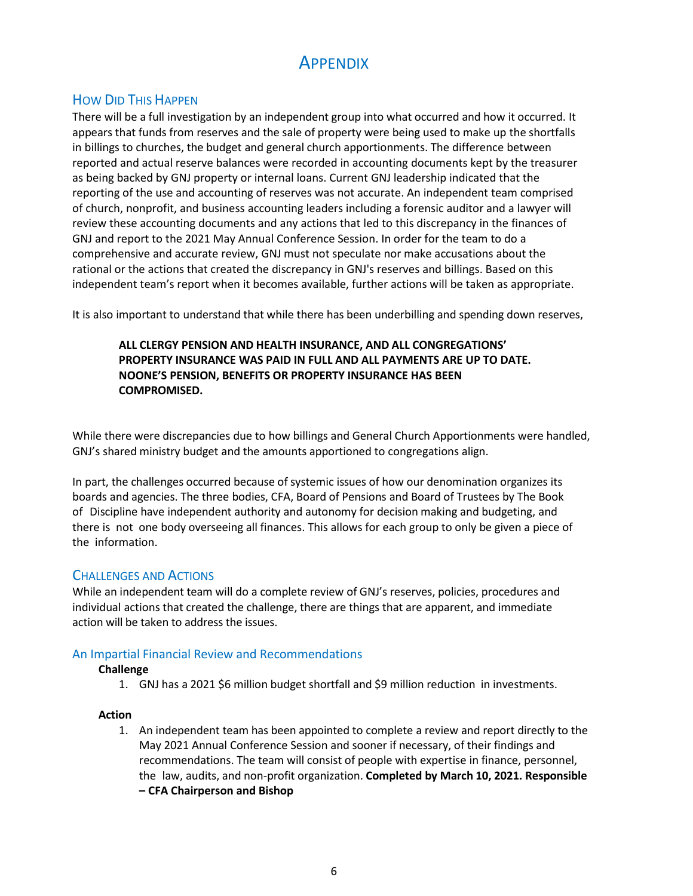# Appendix

## How Did This Happen

There will be a full investigation by an independent group into what occurred and how it occurred. It appears that funds from reserves and the sale of property were being used to make up the shortfalls in billings to churches, the budget and general church apportionments. The difference between reported and actual reserve balances were recorded in accounting documents kept by the treasurer as being backed by GNJ property or internal loans. Current GNJ leadership indicated that the reporting of the use and accounting of reserves was not accurate. An independent team comprised of church, nonprofit, and business accounting leaders including a forensic auditor and a lawyer will review these accounting documents and any actions that led to this discrepancy in the finances of GNJ and report to the 2021 May Annual Conference Session. In order for the team to do a comprehensive and accurate review, GNJ must not speculate nor make accusations about the rational or the actions that created the discrepancy in GNJ's reserves and billings. Based on this independent team's report when it becomes available, further actions will be taken as appropriate.

It is also important to understand that while there has been underbilling and spending down reserves,

> **ALL CLERGY PENSION AND HEALTH INSURANCE, AND ALL CONGREGATIONS' PROPERTY INSURANCE WAS PAID IN FULL AND ALL PAYMENTS ARE UP TO DATE. NOONE'S PENSION, BENEFITS OR PROPERTY INSURANCE HAS BEEN COMPROMISED.**

While there were discrepancies due to how billings and General Church Apportionments were handled, GNJ's shared ministry budget and the amounts apportioned to congregations align.

In part, the challenges occurred because of systemic issues of how our denomination organizes its boards and agencies. The three bodies, CFA, Board of Pensions and Board of Trustees by The Book of Discipline have independent authority and autonomy for decision making and budgeting, and there is not one body overseeing all finances. This allows for each group to only be given a piece of the information.

## Challenges and Actions

While an independent team will do a complete review of GNJ's reserves, policies, procedures and individual actions that created the challenge, there are things that are apparent, and immediate action will be taken to address the issues.

### An Impartial Financial Review and Recommendations

**Challenge**

1. GNJ has a 2021 $6 million budget shortfall and $9 million reduction in investments.

**Action**

1. An independent team has been appointed to complete a review and report directly to the May 2021 Annual Conference Session and sooner if necessary, of their findings and recommendations. The team will consist of people with expertise in finance, personnel, the law, audits, and non-profit organization. **Completed by March 10, 2021. Responsible – CFA Chairperson and Bishop**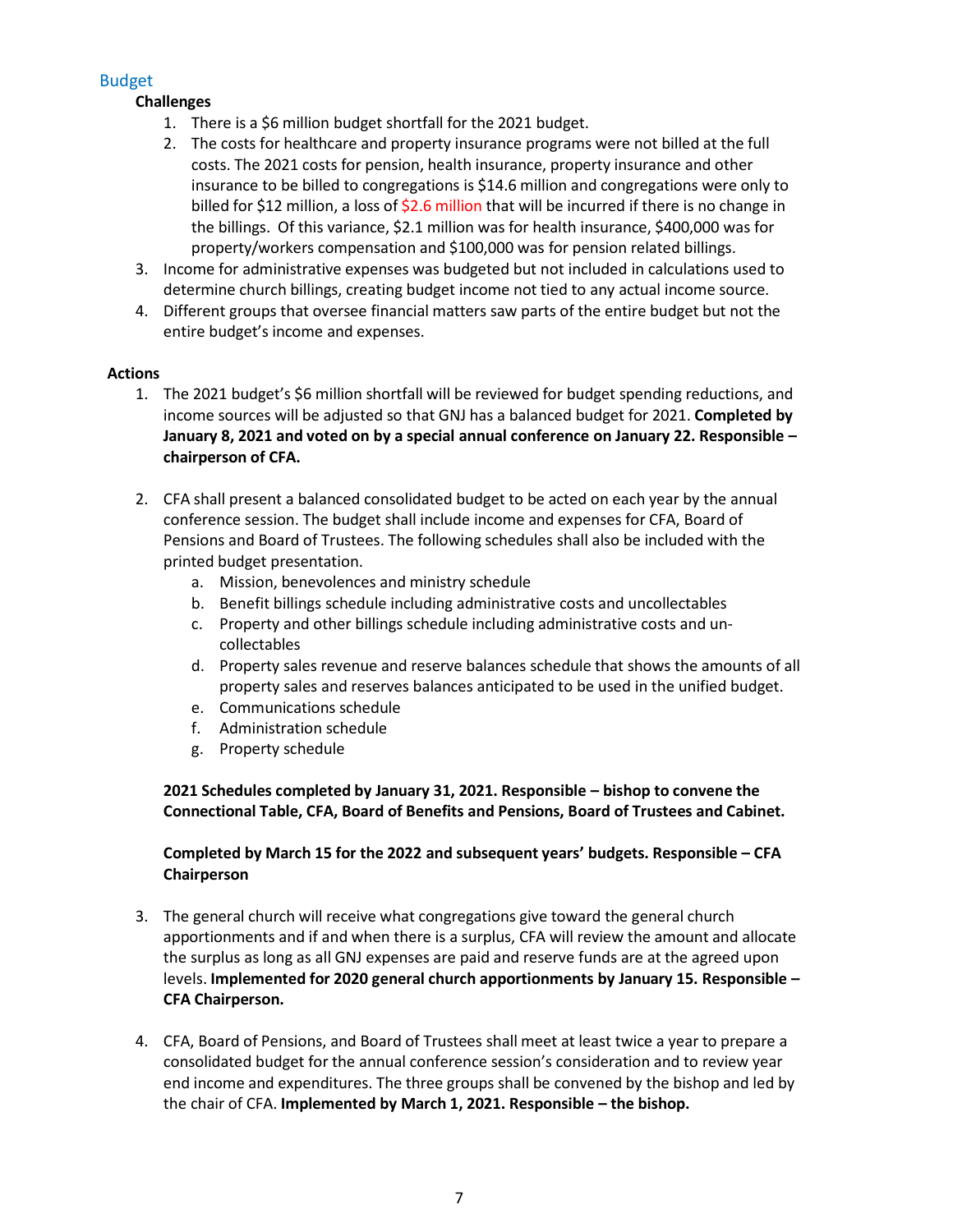## Budget

**Challenges**

1. There is a $6 million budget shortfall for the 2021 budget.
2. The costs for healthcare and property insurance programs were not billed at the full costs. The 2021 costs for pension, health insurance, property insurance and other insurance to be billed to congregations is $14.6 million and congregations were only to billed for $12 million, a loss of $2.6 million that will be incurred if there is no change in the billings. Of this variance, $2.1 million was for health insurance, $400,000 was for property/workers compensation and $100,000 was for pension related billings.
3. Income for administrative expenses was budgeted but not included in calculations used to determine church billings, creating budget income not tied to any actual income source.
4. Different groups that oversee financial matters saw parts of the entire budget but not the entire budget's income and expenses.

**Actions**

1. The 2021 budget's $6 million shortfall will be reviewed for budget spending reductions, and income sources will be adjusted so that GNJ has a balanced budget for 2021. **Completed by January 8, 2021 and voted on by a special annual conference on January 22. Responsible – chairperson of CFA.**

2. CFA shall present a balanced consolidated budget to be acted on each year by the annual conference session. The budget shall include income and expenses for CFA, Board of Pensions and Board of Trustees. The following schedules shall also be included with the printed budget presentation.
   a. Mission, benevolences and ministry schedule
   b. Benefit billings schedule including administrative costs and uncollectables
   c. Property and other billings schedule including administrative costs and un-collectables
   d. Property sales revenue and reserve balances schedule that shows the amounts of all property sales and reserves balances anticipated to be used in the unified budget.
   e. Communications schedule
   f. Administration schedule
   g. Property schedule

   **2021 Schedules completed by January 31, 2021. Responsible – bishop to convene the Connectional Table, CFA, Board of Benefits and Pensions, Board of Trustees and Cabinet.**

   **Completed by March 15 for the 2022 and subsequent years' budgets. Responsible – CFA Chairperson**

3. The general church will receive what congregations give toward the general church apportionments and if and when there is a surplus, CFA will review the amount and allocate the surplus as long as all GNJ expenses are paid and reserve funds are at the agreed upon levels. **Implemented for 2020 general church apportionments by January 15. Responsible – CFA Chairperson.**

4. CFA, Board of Pensions, and Board of Trustees shall meet at least twice a year to prepare a consolidated budget for the annual conference session's consideration and to review year end income and expenditures. The three groups shall be convened by the bishop and led by the chair of CFA. **Implemented by March 1, 2021. Responsible – the bishop.**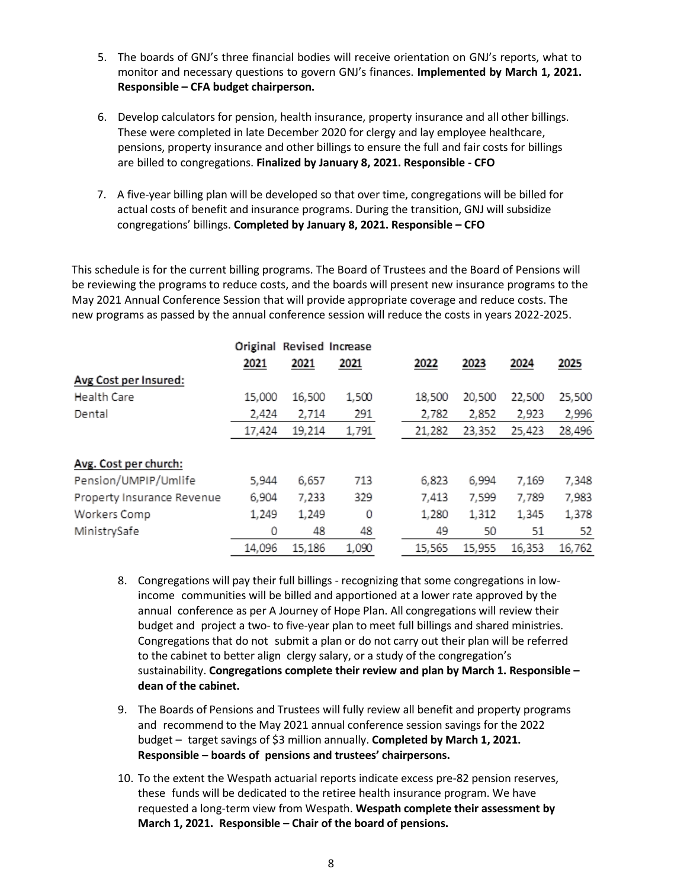5. The boards of GNJ's three financial bodies will receive orientation on GNJ's reports, what to monitor and necessary questions to govern GNJ's finances. **Implemented by March 1, 2021. Responsible – CFA budget chairperson.**

6. Develop calculators for pension, health insurance, property insurance and all other billings. These were completed in late December 2020 for clergy and lay employee healthcare, pensions, property insurance and other billings to ensure the full and fair costs for billings are billed to congregations. **Finalized by January 8, 2021. Responsible - CFO**

7. A five-year billing plan will be developed so that over time, congregations will be billed for actual costs of benefit and insurance programs. During the transition, GNJ will subsidize congregations' billings. **Completed by January 8, 2021. Responsible – CFO**

This schedule is for the current billing programs. The Board of Trustees and the Board of Pensions will be reviewing the programs to reduce costs, and the boards will present new insurance programs to the May 2021 Annual Conference Session that will provide appropriate coverage and reduce costs. The new programs as passed by the annual conference session will reduce the costs in years 2022-2025.

| | Original 2021 | Revised 2021 | Increase 2021 | 2022 | 2023 | 2024 | 2025 |
|---|---|---|---|---|---|---|---|
| **Avg Cost per Insured:** | | | | | | | |
| Health Care | 15,000 | 16,500 | 1,500 | 18,500 | 20,500 | 22,500 | 25,500 |
| Dental | 2,424 | 2,714 | 291 | 2,782 | 2,852 | 2,923 | 2,996 |
| | 17,424 | 19,214 | 1,791 | 21,282 | 23,352 | 25,423 | 28,496 |
| **Avg. Cost per church:** | | | | | | | |
| Pension/UMPIP/Umlife | 5,944 | 6,657 | 713 | 6,823 | 6,994 | 7,169 | 7,348 |
| Property Insurance Revenue | 6,904 | 7,233 | 329 | 7,413 | 7,599 | 7,789 | 7,983 |
| Workers Comp | 1,249 | 1,249 | 0 | 1,280 | 1,312 | 1,345 | 1,378 |
| MinistrySafe | 0 | 48 | 48 | 49 | 50 | 51 | 52 |
| | 14,096 | 15,186 | 1,090 | 15,565 | 15,955 | 16,353 | 16,762 |

8. Congregations will pay their full billings - recognizing that some congregations in low-income communities will be billed and apportioned at a lower rate approved by the annual conference as per A Journey of Hope Plan. All congregations will review their budget and project a two- to five-year plan to meet full billings and shared ministries. Congregations that do not submit a plan or do not carry out their plan will be referred to the cabinet to better align clergy salary, or a study of the congregation's sustainability. **Congregations complete their review and plan by March 1. Responsible – dean of the cabinet.**

9. The Boards of Pensions and Trustees will fully review all benefit and property programs and recommend to the May 2021 annual conference session savings for the 2022 budget – target savings of $3 million annually. **Completed by March 1, 2021. Responsible – boards of pensions and trustees' chairpersons.**

10. To the extent the Wespath actuarial reports indicate excess pre-82 pension reserves, these funds will be dedicated to the retiree health insurance program. We have requested a long-term view from Wespath. **Wespath complete their assessment by March 1, 2021. Responsible – Chair of the board of pensions.**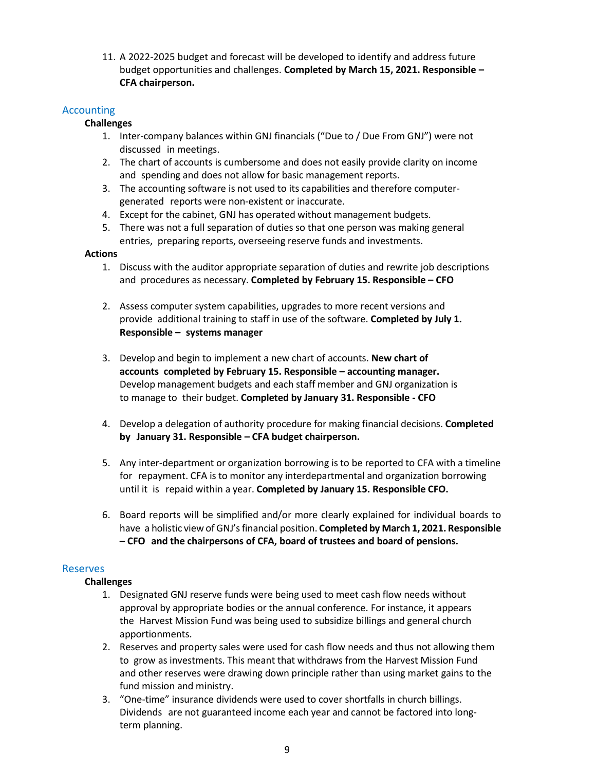11. A 2022-2025 budget and forecast will be developed to identify and address future budget opportunities and challenges. **Completed by March 15, 2021. Responsible – CFA chairperson.**

## Accounting

**Challenges**

1. Inter-company balances within GNJ financials ("Due to / Due From GNJ") were not discussed in meetings.
2. The chart of accounts is cumbersome and does not easily provide clarity on income and spending and does not allow for basic management reports.
3. The accounting software is not used to its capabilities and therefore computer-generated reports were non-existent or inaccurate.
4. Except for the cabinet, GNJ has operated without management budgets.
5. There was not a full separation of duties so that one person was making general entries, preparing reports, overseeing reserve funds and investments.

**Actions**

1. Discuss with the auditor appropriate separation of duties and rewrite job descriptions and procedures as necessary. **Completed by February 15. Responsible – CFO**

2. Assess computer system capabilities, upgrades to more recent versions and provide additional training to staff in use of the software. **Completed by July 1. Responsible – systems manager**

3. Develop and begin to implement a new chart of accounts. **New chart of accounts completed by February 15. Responsible – accounting manager.** Develop management budgets and each staff member and GNJ organization is to manage to their budget. **Completed by January 31. Responsible - CFO**

4. Develop a delegation of authority procedure for making financial decisions. **Completed by January 31. Responsible – CFA budget chairperson.**

5. Any inter-department or organization borrowing is to be reported to CFA with a timeline for repayment. CFA is to monitor any interdepartmental and organization borrowing until it is repaid within a year. **Completed by January 15. Responsible CFO.**

6. Board reports will be simplified and/or more clearly explained for individual boards to have a holistic view of GNJ's financial position. **Completed by March 1, 2021. Responsible – CFO and the chairpersons of CFA, board of trustees and board of pensions.**

## Reserves

**Challenges**

1. Designated GNJ reserve funds were being used to meet cash flow needs without approval by appropriate bodies or the annual conference. For instance, it appears the Harvest Mission Fund was being used to subsidize billings and general church apportionments.
2. Reserves and property sales were used for cash flow needs and thus not allowing them to grow as investments. This meant that withdraws from the Harvest Mission Fund and other reserves were drawing down principle rather than using market gains to the fund mission and ministry.
3. "One-time" insurance dividends were used to cover shortfalls in church billings. Dividends are not guaranteed income each year and cannot be factored into long-term planning.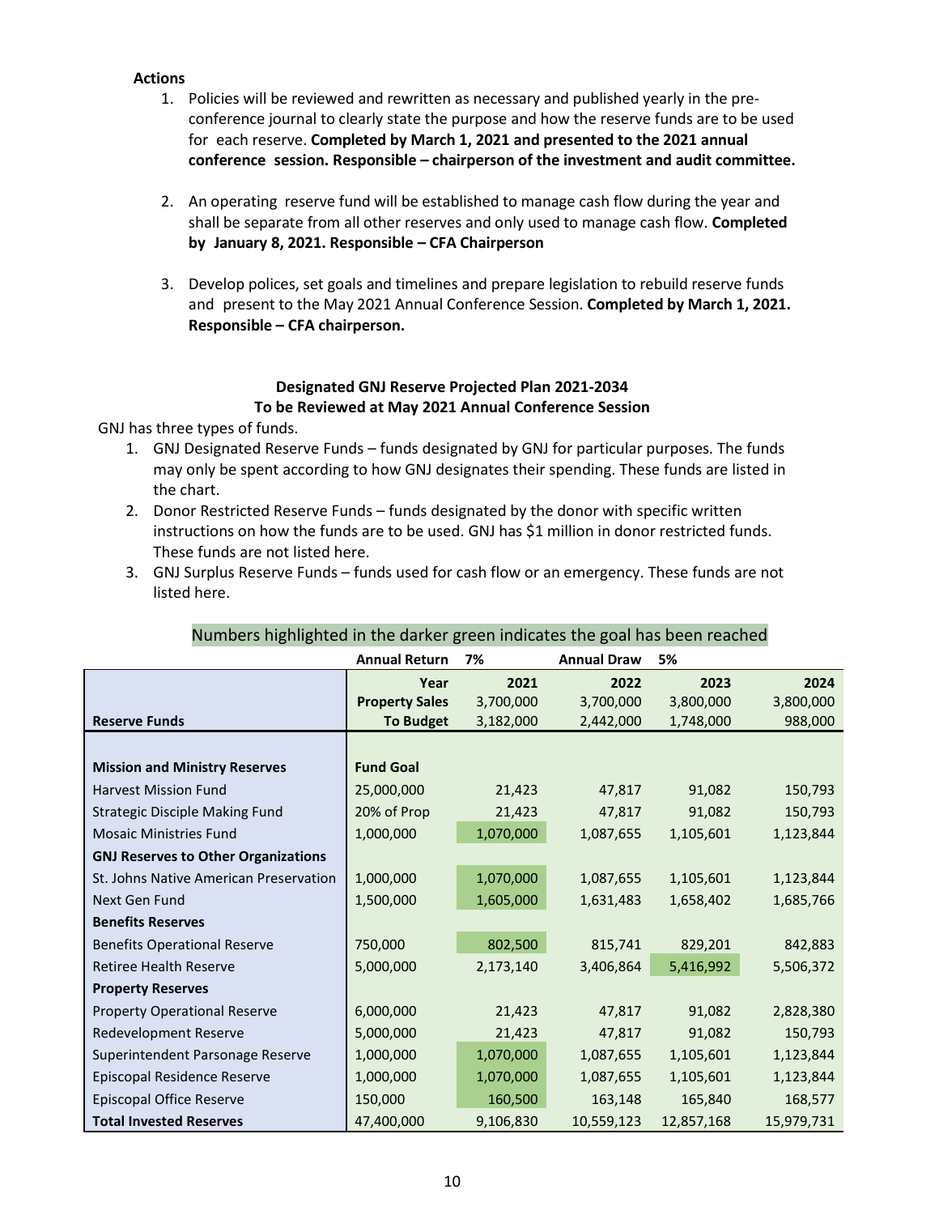**Actions**

1. Policies will be reviewed and rewritten as necessary and published yearly in the pre-conference journal to clearly state the purpose and how the reserve funds are to be used for each reserve. **Completed by March 1, 2021 and presented to the 2021 annual conference session. Responsible – chairperson of the investment and audit committee.**

2. An operating reserve fund will be established to manage cash flow during the year and shall be separate from all other reserves and only used to manage cash flow. **Completed by January 8, 2021. Responsible – CFA Chairperson**

3. Develop polices, set goals and timelines and prepare legislation to rebuild reserve funds and present to the May 2021 Annual Conference Session. **Completed by March 1, 2021. Responsible – CFA chairperson.**

**Designated GNJ Reserve Projected Plan 2021-2034**
**To be Reviewed at May 2021 Annual Conference Session**

GNJ has three types of funds.

1. GNJ Designated Reserve Funds – funds designated by GNJ for particular purposes. The funds may only be spent according to how GNJ designates their spending. These funds are listed in the chart.
2. Donor Restricted Reserve Funds – funds designated by the donor with specific written instructions on how the funds are to be used. GNJ has $1 million in donor restricted funds. These funds are not listed here.
3. GNJ Surplus Reserve Funds – funds used for cash flow or an emergency. These funds are not listed here.

Numbers highlighted in the darker green indicates the goal has been reached

| | **Annual Return** | **7%** | **Annual Draw** | **5%** | |
|---|---|---|---|---|---|
| | **Year** | **2021** | **2022** | **2023** | **2024** |
| | **Property Sales** | 3,700,000 | 3,700,000 | 3,800,000 | 3,800,000 |
| **Reserve Funds** | **To Budget** | 3,182,000 | 2,442,000 | 1,748,000 | 988,000 |
| **Mission and Ministry Reserves** | **Fund Goal** | | | | |
| Harvest Mission Fund | 25,000,000 | 21,423 | 47,817 | 91,082 | 150,793 |
| Strategic Disciple Making Fund | 20% of Prop | 21,423 | 47,817 | 91,082 | 150,793 |
| Mosaic Ministries Fund | 1,000,000 | 1,070,000 | 1,087,655 | 1,105,601 | 1,123,844 |
| **GNJ Reserves to Other Organizations** | | | | | |
| St. Johns Native American Preservation | 1,000,000 | 1,070,000 | 1,087,655 | 1,105,601 | 1,123,844 |
| Next Gen Fund | 1,500,000 | 1,605,000 | 1,631,483 | 1,658,402 | 1,685,766 |
| **Benefits Reserves** | | | | | |
| Benefits Operational Reserve | 750,000 | 802,500 | 815,741 | 829,201 | 842,883 |
| Retiree Health Reserve | 5,000,000 | 2,173,140 | 3,406,864 | 5,416,992 | 5,506,372 |
| **Property Reserves** | | | | | |
| Property Operational Reserve | 6,000,000 | 21,423 | 47,817 | 91,082 | 2,828,380 |
| Redevelopment Reserve | 5,000,000 | 21,423 | 47,817 | 91,082 | 150,793 |
| Superintendent Parsonage Reserve | 1,000,000 | 1,070,000 | 1,087,655 | 1,105,601 | 1,123,844 |
| Episcopal Residence Reserve | 1,000,000 | 1,070,000 | 1,087,655 | 1,105,601 | 1,123,844 |
| Episcopal Office Reserve | 150,000 | 160,500 | 163,148 | 165,840 | 168,577 |
| **Total Invested Reserves** | 47,400,000 | 9,106,830 | 10,559,123 | 12,857,168 | 15,979,731 |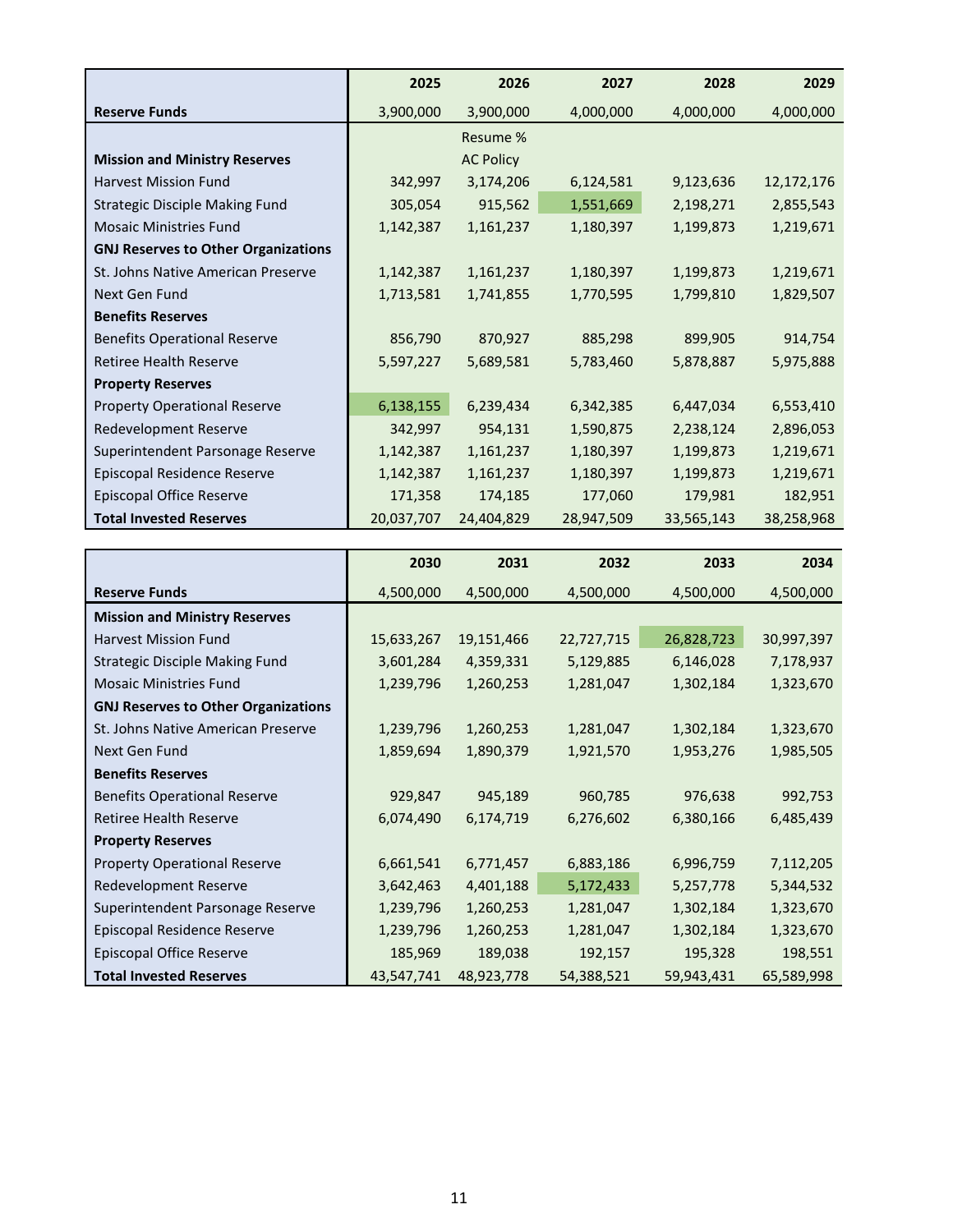| | 2025 | 2026 | 2027 | 2028 | 2029 |
|---|---|---|---|---|---|
| **Reserve Funds** | 3,900,000 | 3,900,000 | 4,000,000 | 4,000,000 | 4,000,000 |
| | | Resume % | | | |
| **Mission and Ministry Reserves** | | AC Policy | | | |
| Harvest Mission Fund | 342,997 | 3,174,206 | 6,124,581 | 9,123,636 | 12,172,176 |
| Strategic Disciple Making Fund | 305,054 | 915,562 | 1,551,669 | 2,198,271 | 2,855,543 |
| Mosaic Ministries Fund | 1,142,387 | 1,161,237 | 1,180,397 | 1,199,873 | 1,219,671 |
| **GNJ Reserves to Other Organizations** | | | | | |
| St. Johns Native American Preserve | 1,142,387 | 1,161,237 | 1,180,397 | 1,199,873 | 1,219,671 |
| Next Gen Fund | 1,713,581 | 1,741,855 | 1,770,595 | 1,799,810 | 1,829,507 |
| **Benefits Reserves** | | | | | |
| Benefits Operational Reserve | 856,790 | 870,927 | 885,298 | 899,905 | 914,754 |
| Retiree Health Reserve | 5,597,227 | 5,689,581 | 5,783,460 | 5,878,887 | 5,975,888 |
| **Property Reserves** | | | | | |
| Property Operational Reserve | 6,138,155 | 6,239,434 | 6,342,385 | 6,447,034 | 6,553,410 |
| Redevelopment Reserve | 342,997 | 954,131 | 1,590,875 | 2,238,124 | 2,896,053 |
| Superintendent Parsonage Reserve | 1,142,387 | 1,161,237 | 1,180,397 | 1,199,873 | 1,219,671 |
| Episcopal Residence Reserve | 1,142,387 | 1,161,237 | 1,180,397 | 1,199,873 | 1,219,671 |
| Episcopal Office Reserve | 171,358 | 174,185 | 177,060 | 179,981 | 182,951 |
| **Total Invested Reserves** | 20,037,707 | 24,404,829 | 28,947,509 | 33,565,143 | 38,258,968 |

| | 2030 | 2031 | 2032 | 2033 | 2034 |
|---|---|---|---|---|---|
| **Reserve Funds** | 4,500,000 | 4,500,000 | 4,500,000 | 4,500,000 | 4,500,000 |
| **Mission and Ministry Reserves** | | | | | |
| Harvest Mission Fund | 15,633,267 | 19,151,466 | 22,727,715 | 26,828,723 | 30,997,397 |
| Strategic Disciple Making Fund | 3,601,284 | 4,359,331 | 5,129,885 | 6,146,028 | 7,178,937 |
| Mosaic Ministries Fund | 1,239,796 | 1,260,253 | 1,281,047 | 1,302,184 | 1,323,670 |
| **GNJ Reserves to Other Organizations** | | | | | |
| St. Johns Native American Preserve | 1,239,796 | 1,260,253 | 1,281,047 | 1,302,184 | 1,323,670 |
| Next Gen Fund | 1,859,694 | 1,890,379 | 1,921,570 | 1,953,276 | 1,985,505 |
| **Benefits Reserves** | | | | | |
| Benefits Operational Reserve | 929,847 | 945,189 | 960,785 | 976,638 | 992,753 |
| Retiree Health Reserve | 6,074,490 | 6,174,719 | 6,276,602 | 6,380,166 | 6,485,439 |
| **Property Reserves** | | | | | |
| Property Operational Reserve | 6,661,541 | 6,771,457 | 6,883,186 | 6,996,759 | 7,112,205 |
| Redevelopment Reserve | 3,642,463 | 4,401,188 | 5,172,433 | 5,257,778 | 5,344,532 |
| Superintendent Parsonage Reserve | 1,239,796 | 1,260,253 | 1,281,047 | 1,302,184 | 1,323,670 |
| Episcopal Residence Reserve | 1,239,796 | 1,260,253 | 1,281,047 | 1,302,184 | 1,323,670 |
| Episcopal Office Reserve | 185,969 | 189,038 | 192,157 | 195,328 | 198,551 |
| **Total Invested Reserves** | 43,547,741 | 48,923,778 | 54,388,521 | 59,943,431 | 65,589,998 |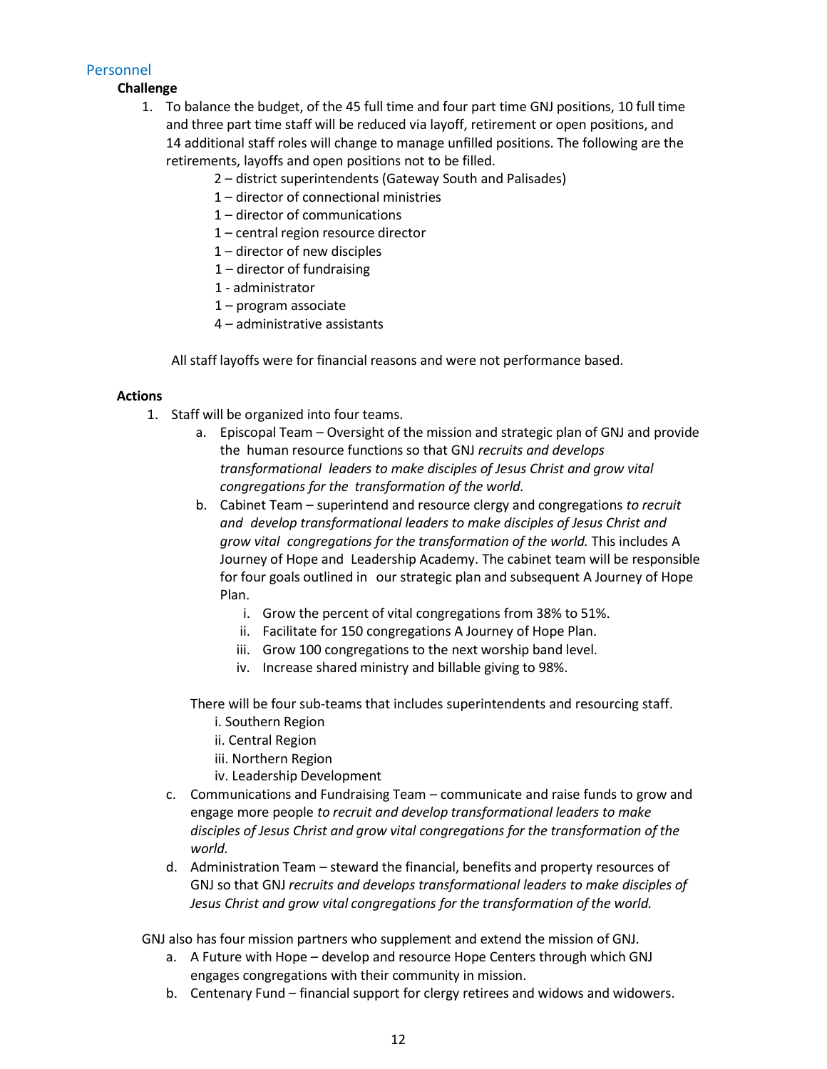## Personnel

**Challenge**

1. To balance the budget, of the 45 full time and four part time GNJ positions, 10 full time and three part time staff will be reduced via layoff, retirement or open positions, and 14 additional staff roles will change to manage unfilled positions. The following are the retirements, layoffs and open positions not to be filled.

   2 – district superintendents (Gateway South and Palisades)
   1 – director of connectional ministries
   1 – director of communications
   1 – central region resource director
   1 – director of new disciples
   1 – director of fundraising
   1 - administrator
   1 – program associate
   4 – administrative assistants

   All staff layoffs were for financial reasons and were not performance based.

**Actions**

1. Staff will be organized into four teams.
   a. Episcopal Team – Oversight of the mission and strategic plan of GNJ and provide the human resource functions so that GNJ *recruits and develops transformational leaders to make disciples of Jesus Christ and grow vital congregations for the transformation of the world.*
   b. Cabinet Team – superintend and resource clergy and congregations *to recruit and develop transformational leaders to make disciples of Jesus Christ and grow vital congregations for the transformation of the world.* This includes A Journey of Hope and Leadership Academy. The cabinet team will be responsible for four goals outlined in our strategic plan and subsequent A Journey of Hope Plan.
      i. Grow the percent of vital congregations from 38% to 51%.
      ii. Facilitate for 150 congregations A Journey of Hope Plan.
      iii. Grow 100 congregations to the next worship band level.
      iv. Increase shared ministry and billable giving to 98%.

      There will be four sub-teams that includes superintendents and resourcing staff.
      i. Southern Region
      ii. Central Region
      iii. Northern Region
      iv. Leadership Development
   c. Communications and Fundraising Team – communicate and raise funds to grow and engage more people *to recruit and develop transformational leaders to make disciples of Jesus Christ and grow vital congregations for the transformation of the world.*
   d. Administration Team – steward the financial, benefits and property resources of GNJ so that GNJ *recruits and develops transformational leaders to make disciples of Jesus Christ and grow vital congregations for the transformation of the world.*

GNJ also has four mission partners who supplement and extend the mission of GNJ.

a. A Future with Hope – develop and resource Hope Centers through which GNJ engages congregations with their community in mission.
b. Centenary Fund – financial support for clergy retirees and widows and widowers.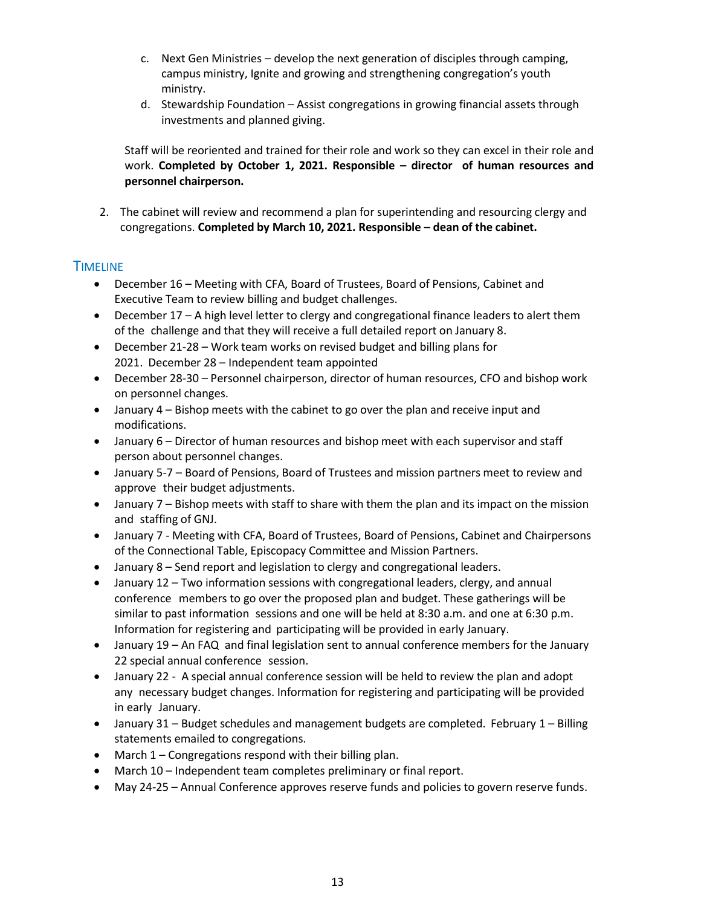c. Next Gen Ministries – develop the next generation of disciples through camping, campus ministry, Ignite and growing and strengthening congregation's youth ministry.

d. Stewardship Foundation – Assist congregations in growing financial assets through investments and planned giving.

Staff will be reoriented and trained for their role and work so they can excel in their role and work. **Completed by October 1, 2021. Responsible – director of human resources and personnel chairperson.**

2. The cabinet will review and recommend a plan for superintending and resourcing clergy and congregations. **Completed by March 10, 2021. Responsible – dean of the cabinet.**

## Timeline

- December 16 – Meeting with CFA, Board of Trustees, Board of Pensions, Cabinet and Executive Team to review billing and budget challenges.
- December 17 – A high level letter to clergy and congregational finance leaders to alert them of the challenge and that they will receive a full detailed report on January 8.
- December 21-28 – Work team works on revised budget and billing plans for 2021. December 28 – Independent team appointed
- December 28-30 – Personnel chairperson, director of human resources, CFO and bishop work on personnel changes.
- January 4 – Bishop meets with the cabinet to go over the plan and receive input and modifications.
- January 6 – Director of human resources and bishop meet with each supervisor and staff person about personnel changes.
- January 5-7 – Board of Pensions, Board of Trustees and mission partners meet to review and approve their budget adjustments.
- January 7 – Bishop meets with staff to share with them the plan and its impact on the mission and staffing of GNJ.
- January 7 - Meeting with CFA, Board of Trustees, Board of Pensions, Cabinet and Chairpersons of the Connectional Table, Episcopacy Committee and Mission Partners.
- January 8 – Send report and legislation to clergy and congregational leaders.
- January 12 – Two information sessions with congregational leaders, clergy, and annual conference members to go over the proposed plan and budget. These gatherings will be similar to past information sessions and one will be held at 8:30 a.m. and one at 6:30 p.m. Information for registering and participating will be provided in early January.
- January 19 – An FAQ and final legislation sent to annual conference members for the January 22 special annual conference session.
- January 22 - A special annual conference session will be held to review the plan and adopt any necessary budget changes. Information for registering and participating will be provided in early January.
- January 31 – Budget schedules and management budgets are completed. February 1 – Billing statements emailed to congregations.
- March 1 – Congregations respond with their billing plan.
- March 10 – Independent team completes preliminary or final report.
- May 24-25 – Annual Conference approves reserve funds and policies to govern reserve funds.